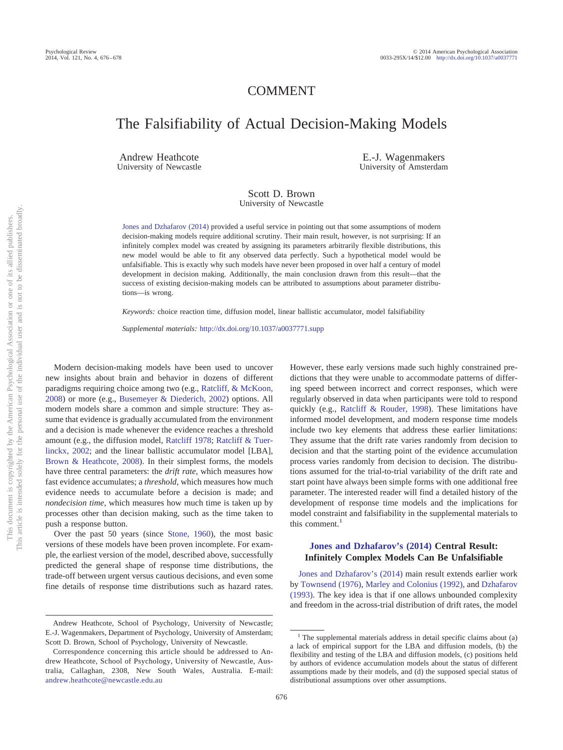COMMENT

# The Falsifiability of Actual Decision-Making Models

Andrew Heathcote
University of Newcastle

E.-J. Wagenmakers
University of Amsterdam

Scott D. Brown
University of Newcastle

Jones and Dzhafarov (2014) provided a useful service in pointing out that some assumptions of modern decision-making models require additional scrutiny. Their main result, however, is not surprising: If an infinitely complex model was created by assigning its parameters arbitrarily flexible distributions, this new model would be able to fit any observed data perfectly. Such a hypothetical model would be unfalsifiable. This is exactly why such models have never been proposed in over half a century of model development in decision making. Additionally, the main conclusion drawn from this result—that the success of existing decision-making models can be attributed to assumptions about parameter distributions—is wrong.

*Keywords:* choice reaction time, diffusion model, linear ballistic accumulator, model falsifiability

*Supplemental materials:* http://dx.doi.org/10.1037/a0037771.supp

Modern decision-making models have been used to uncover new insights about brain and behavior in dozens of different paradigms requiring choice among two (e.g., Ratcliff, & McKoon, 2008) or more (e.g., Busemeyer & Diederich, 2002) options. All modern models share a common and simple structure: They assume that evidence is gradually accumulated from the environment and a decision is made whenever the evidence reaches a threshold amount (e.g., the diffusion model, Ratcliff 1978; Ratcliff & Tuerlinckx, 2002; and the linear ballistic accumulator model [LBA], Brown & Heathcote, 2008). In their simplest forms, the models have three central parameters: the *drift rate*, which measures how fast evidence accumulates; a *threshold*, which measures how much evidence needs to accumulate before a decision is made; and *nondecision time*, which measures how much time is taken up by processes other than decision making, such as the time taken to push a response button.

Over the past 50 years (since Stone, 1960), the most basic versions of these models have been proven incomplete. For example, the earliest version of the model, described above, successfully predicted the general shape of response time distributions, the trade-off between urgent versus cautious decisions, and even some fine details of response time distributions such as hazard rates. However, these early versions made such highly constrained predictions that they were unable to accommodate patterns of differing speed between incorrect and correct responses, which were regularly observed in data when participants were told to respond quickly (e.g., Ratcliff & Rouder, 1998). These limitations have informed model development, and modern response time models include two key elements that address these earlier limitations: They assume that the drift rate varies randomly from decision to decision and that the starting point of the evidence accumulation process varies randomly from decision to decision. The distributions assumed for the trial-to-trial variability of the drift rate and start point have always been simple forms with one additional free parameter. The interested reader will find a detailed history of the development of response time models and the implications for model constraint and falsifiability in the supplemental materials to this comment.[1]

## Jones and Dzhafarov's (2014) Central Result: Infinitely Complex Models Can Be Unfalsifiable

Jones and Dzhafarov's (2014) main result extends earlier work by Townsend (1976), Marley and Colonius (1992), and Dzhafarov (1993). The key idea is that if one allows unbounded complexity and freedom in the across-trial distribution of drift rates, the model

---

Andrew Heathcote, School of Psychology, University of Newcastle; E.-J. Wagenmakers, Department of Psychology, University of Amsterdam; Scott D. Brown, School of Psychology, University of Newcastle.

Correspondence concerning this article should be addressed to Andrew Heathcote, School of Psychology, University of Newcastle, Australia, Callaghan, 2308, New South Wales, Australia. E-mail: andrew.heathcote@newcastle.edu.au

[1] The supplemental materials address in detail specific claims about (a) a lack of empirical support for the LBA and diffusion models, (b) the flexibility and testing of the LBA and diffusion models, (c) positions held by authors of evidence accumulation models about the status of different assumptions made by their models, and (d) the supposed special status of distributional assumptions over other assumptions.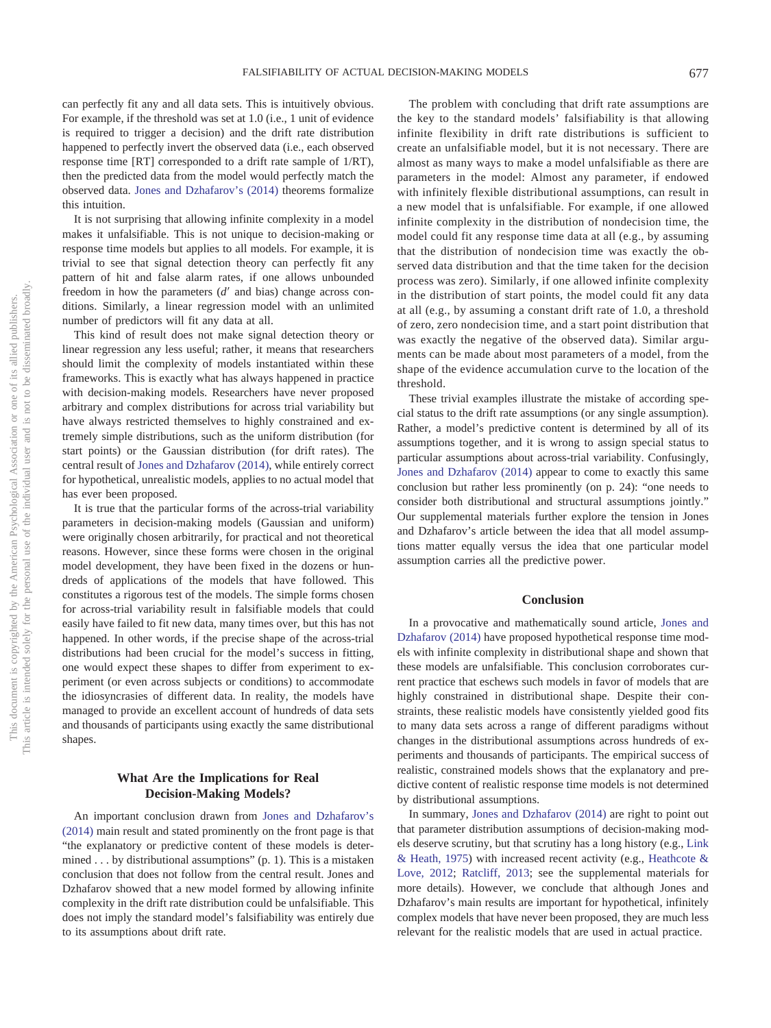can perfectly fit any and all data sets. This is intuitively obvious. For example, if the threshold was set at 1.0 (i.e., 1 unit of evidence is required to trigger a decision) and the drift rate distribution happened to perfectly invert the observed data (i.e., each observed response time [RT] corresponded to a drift rate sample of 1/RT), then the predicted data from the model would perfectly match the observed data. Jones and Dzhafarov's (2014) theorems formalize this intuition.

It is not surprising that allowing infinite complexity in a model makes it unfalsifiable. This is not unique to decision-making or response time models but applies to all models. For example, it is trivial to see that signal detection theory can perfectly fit any pattern of hit and false alarm rates, if one allows unbounded freedom in how the parameters ($d'$ and bias) change across conditions. Similarly, a linear regression model with an unlimited number of predictors will fit any data at all.

This kind of result does not make signal detection theory or linear regression any less useful; rather, it means that researchers should limit the complexity of models instantiated within these frameworks. This is exactly what has always happened in practice with decision-making models. Researchers have never proposed arbitrary and complex distributions for across trial variability but have always restricted themselves to highly constrained and extremely simple distributions, such as the uniform distribution (for start points) or the Gaussian distribution (for drift rates). The central result of Jones and Dzhafarov (2014), while entirely correct for hypothetical, unrealistic models, applies to no actual model that has ever been proposed.

It is true that the particular forms of the across-trial variability parameters in decision-making models (Gaussian and uniform) were originally chosen arbitrarily, for practical and not theoretical reasons. However, since these forms were chosen in the original model development, they have been fixed in the dozens or hundreds of applications of the models that have followed. This constitutes a rigorous test of the models. The simple forms chosen for across-trial variability result in falsifiable models that could easily have failed to fit new data, many times over, but this has not happened. In other words, if the precise shape of the across-trial distributions had been crucial for the model's success in fitting, one would expect these shapes to differ from experiment to experiment (or even across subjects or conditions) to accommodate the idiosyncrasies of different data. In reality, the models have managed to provide an excellent account of hundreds of data sets and thousands of participants using exactly the same distributional shapes.

## What Are the Implications for Real Decision-Making Models?

An important conclusion drawn from Jones and Dzhafarov's (2014) main result and stated prominently on the front page is that "the explanatory or predictive content of these models is determined . . . by distributional assumptions" (p. 1). This is a mistaken conclusion that does not follow from the central result. Jones and Dzhafarov showed that a new model formed by allowing infinite complexity in the drift rate distribution could be unfalsifiable. This does not imply the standard model's falsifiability was entirely due to its assumptions about drift rate.

The problem with concluding that drift rate assumptions are the key to the standard models' falsifiability is that allowing infinite flexibility in drift rate distributions is sufficient to create an unfalsifiable model, but it is not necessary. There are almost as many ways to make a model unfalsifiable as there are parameters in the model: Almost any parameter, if endowed with infinitely flexible distributional assumptions, can result in a new model that is unfalsifiable. For example, if one allowed infinite complexity in the distribution of nondecision time, the model could fit any response time data at all (e.g., by assuming that the distribution of nondecision time was exactly the observed data distribution and that the time taken for the decision process was zero). Similarly, if one allowed infinite complexity in the distribution of start points, the model could fit any data at all (e.g., by assuming a constant drift rate of 1.0, a threshold of zero, zero nondecision time, and a start point distribution that was exactly the negative of the observed data). Similar arguments can be made about most parameters of a model, from the shape of the evidence accumulation curve to the location of the threshold.

These trivial examples illustrate the mistake of according special status to the drift rate assumptions (or any single assumption). Rather, a model's predictive content is determined by all of its assumptions together, and it is wrong to assign special status to particular assumptions about across-trial variability. Confusingly, Jones and Dzhafarov (2014) appear to come to exactly this same conclusion but rather less prominently (on p. 24): "one needs to consider both distributional and structural assumptions jointly." Our supplemental materials further explore the tension in Jones and Dzhafarov's article between the idea that all model assumptions matter equally versus the idea that one particular model assumption carries all the predictive power.

## Conclusion

In a provocative and mathematically sound article, Jones and Dzhafarov (2014) have proposed hypothetical response time models with infinite complexity in distributional shape and shown that these models are unfalsifiable. This conclusion corroborates current practice that eschews such models in favor of models that are highly constrained in distributional shape. Despite their constraints, these realistic models have consistently yielded good fits to many data sets across a range of different paradigms without changes in the distributional assumptions across hundreds of experiments and thousands of participants. The empirical success of realistic, constrained models shows that the explanatory and predictive content of realistic response time models is not determined by distributional assumptions.

In summary, Jones and Dzhafarov (2014) are right to point out that parameter distribution assumptions of decision-making models deserve scrutiny, but that scrutiny has a long history (e.g., Link & Heath, 1975) with increased recent activity (e.g., Heathcote & Love, 2012; Ratcliff, 2013; see the supplemental materials for more details). However, we conclude that although Jones and Dzhafarov's main results are important for hypothetical, infinitely complex models that have never been proposed, they are much less relevant for the realistic models that are used in actual practice.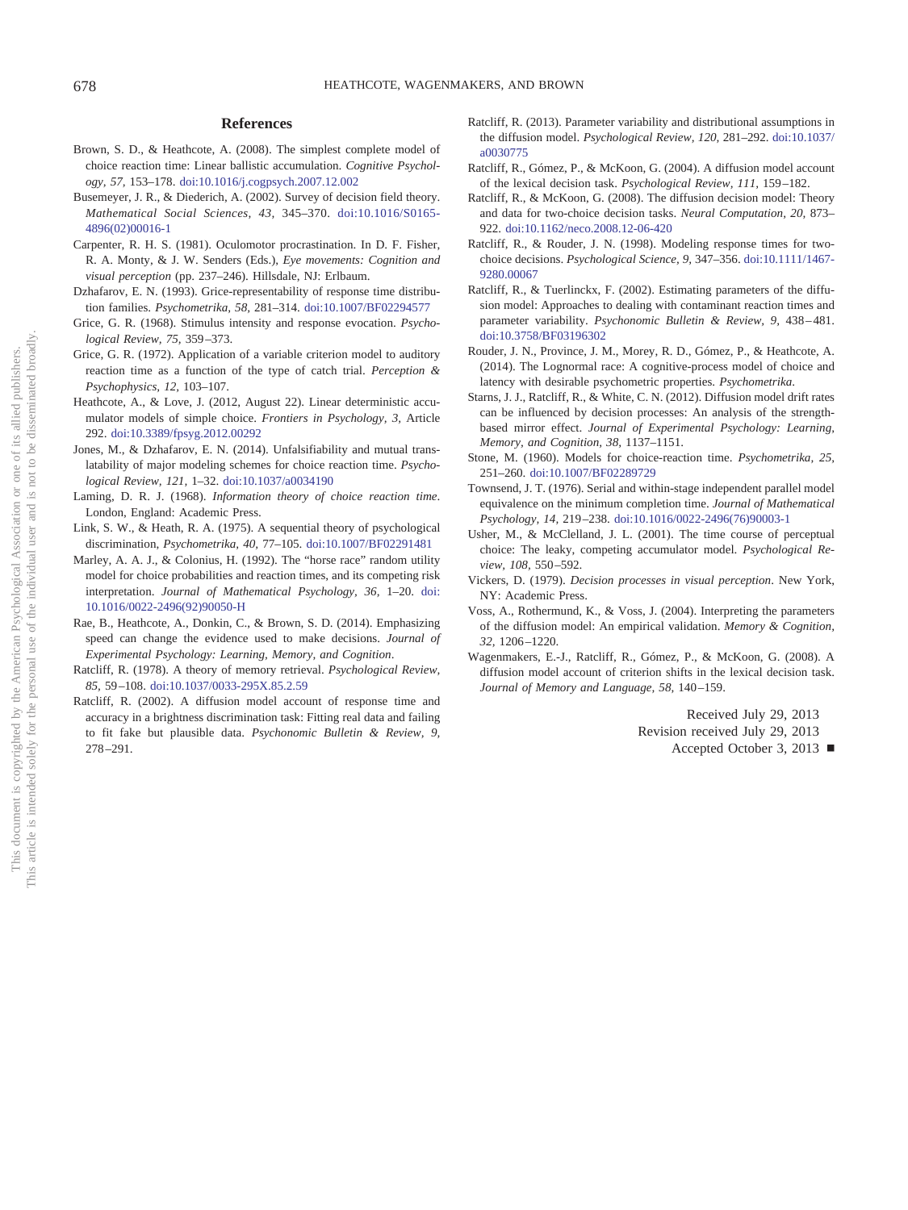## References

Brown, S. D., & Heathcote, A. (2008). The simplest complete model of choice reaction time: Linear ballistic accumulation. *Cognitive Psychology, 57,* 153–178. doi:10.1016/j.cogpsych.2007.12.002

Busemeyer, J. R., & Diederich, A. (2002). Survey of decision field theory. *Mathematical Social Sciences, 43,* 345–370. doi:10.1016/S0165-4896(02)00016-1

Carpenter, R. H. S. (1981). Oculomotor procrastination. In D. F. Fisher, R. A. Monty, & J. W. Senders (Eds.), *Eye movements: Cognition and visual perception* (pp. 237–246). Hillsdale, NJ: Erlbaum.

Dzhafarov, E. N. (1993). Grice-representability of response time distribution families. *Psychometrika, 58,* 281–314. doi:10.1007/BF02294577

Grice, G. R. (1968). Stimulus intensity and response evocation. *Psychological Review, 75,* 359–373.

Grice, G. R. (1972). Application of a variable criterion model to auditory reaction time as a function of the type of catch trial. *Perception & Psychophysics, 12,* 103–107.

Heathcote, A., & Love, J. (2012, August 22). Linear deterministic accumulator models of simple choice. *Frontiers in Psychology, 3,* Article 292. doi:10.3389/fpsyg.2012.00292

Jones, M., & Dzhafarov, E. N. (2014). Unfalsifiability and mutual translatability of major modeling schemes for choice reaction time. *Psychological Review, 121,* 1–32. doi:10.1037/a0034190

Laming, D. R. J. (1968). *Information theory of choice reaction time*. London, England: Academic Press.

Link, S. W., & Heath, R. A. (1975). A sequential theory of psychological discrimination, *Psychometrika, 40,* 77–105. doi:10.1007/BF02291481

Marley, A. A. J., & Colonius, H. (1992). The "horse race" random utility model for choice probabilities and reaction times, and its competing risk interpretation. *Journal of Mathematical Psychology, 36,* 1–20. doi:10.1016/0022-2496(92)90050-H

Rae, B., Heathcote, A., Donkin, C., & Brown, S. D. (2014). Emphasizing speed can change the evidence used to make decisions. *Journal of Experimental Psychology: Learning, Memory, and Cognition*.

Ratcliff, R. (1978). A theory of memory retrieval. *Psychological Review, 85,* 59–108. doi:10.1037/0033-295X.85.2.59

Ratcliff, R. (2002). A diffusion model account of response time and accuracy in a brightness discrimination task: Fitting real data and failing to fit fake but plausible data. *Psychonomic Bulletin & Review, 9,* 278–291.

Ratcliff, R. (2013). Parameter variability and distributional assumptions in the diffusion model. *Psychological Review, 120,* 281–292. doi:10.1037/a0030775

Ratcliff, R., Gómez, P., & McKoon, G. (2004). A diffusion model account of the lexical decision task. *Psychological Review, 111,* 159–182.

Ratcliff, R., & McKoon, G. (2008). The diffusion decision model: Theory and data for two-choice decision tasks. *Neural Computation, 20,* 873–922. doi:10.1162/neco.2008.12-06-420

Ratcliff, R., & Rouder, J. N. (1998). Modeling response times for two-choice decisions. *Psychological Science, 9,* 347–356. doi:10.1111/1467-9280.00067

Ratcliff, R., & Tuerlinckx, F. (2002). Estimating parameters of the diffusion model: Approaches to dealing with contaminant reaction times and parameter variability. *Psychonomic Bulletin & Review, 9,* 438–481. doi:10.3758/BF03196302

Rouder, J. N., Province, J. M., Morey, R. D., Gómez, P., & Heathcote, A. (2014). The Lognormal race: A cognitive-process model of choice and latency with desirable psychometric properties. *Psychometrika*.

Starns, J. J., Ratcliff, R., & White, C. N. (2012). Diffusion model drift rates can be influenced by decision processes: An analysis of the strength-based mirror effect. *Journal of Experimental Psychology: Learning, Memory, and Cognition, 38,* 1137–1151.

Stone, M. (1960). Models for choice-reaction time. *Psychometrika, 25,* 251–260. doi:10.1007/BF02289729

Townsend, J. T. (1976). Serial and within-stage independent parallel model equivalence on the minimum completion time. *Journal of Mathematical Psychology, 14,* 219–238. doi:10.1016/0022-2496(76)90003-1

Usher, M., & McClelland, J. L. (2001). The time course of perceptual choice: The leaky, competing accumulator model. *Psychological Review, 108,* 550–592.

Vickers, D. (1979). *Decision processes in visual perception*. New York, NY: Academic Press.

Voss, A., Rothermund, K., & Voss, J. (2004). Interpreting the parameters of the diffusion model: An empirical validation. *Memory & Cognition, 32,* 1206–1220.

Wagenmakers, E.-J., Ratcliff, R., Gómez, P., & McKoon, G. (2008). A diffusion model account of criterion shifts in the lexical decision task. *Journal of Memory and Language, 58,* 140–159.

Received July 29, 2013
Revision received July 29, 2013
Accepted October 3, 2013 ■